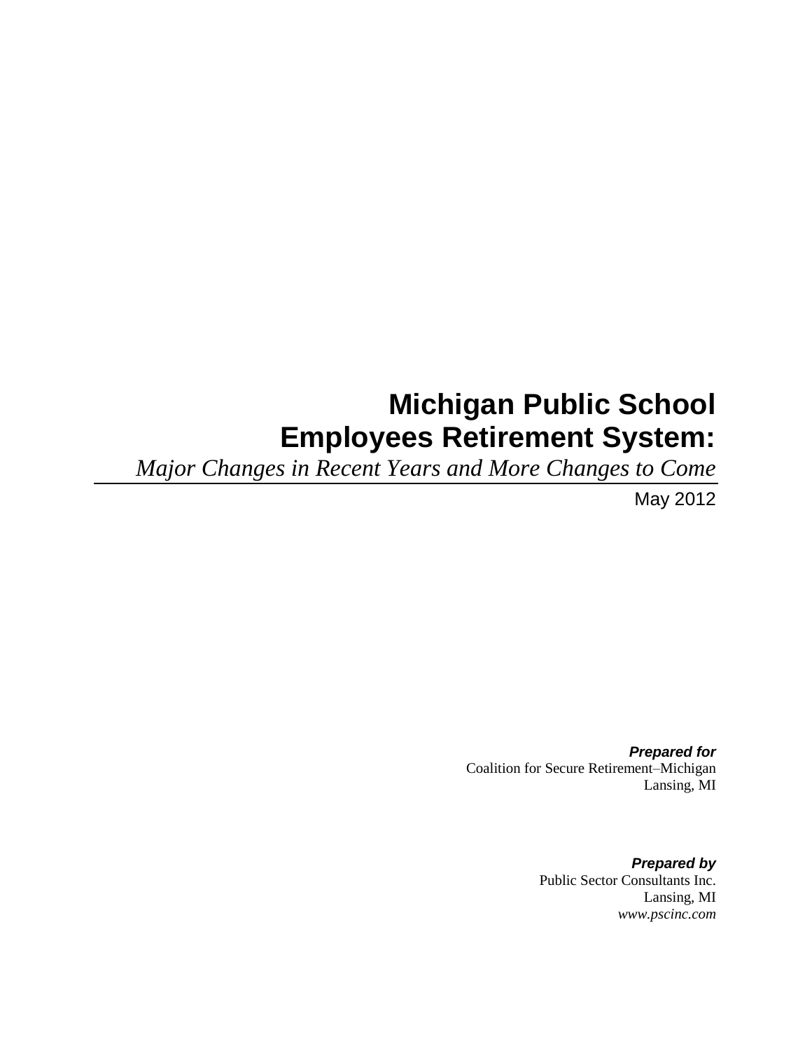# Michigan Public School Employees Retirement System:

*Major Changes in Recent Years and More Changes to Come*

May 2012

***Prepared for***
Coalition for Secure Retirement–Michigan
Lansing, MI

***Prepared by***
Public Sector Consultants Inc.
Lansing, MI
*www.pscinc.com*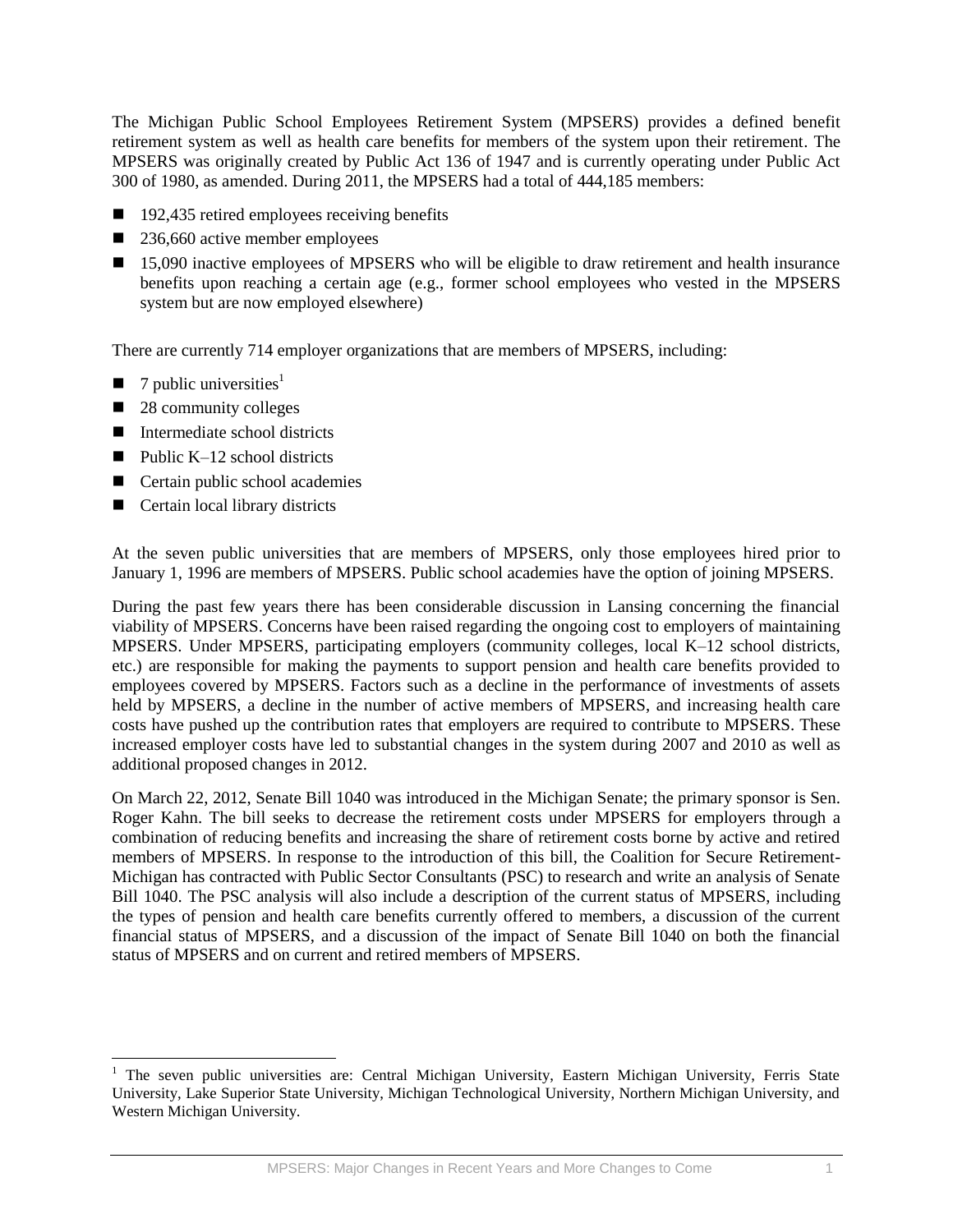The Michigan Public School Employees Retirement System (MPSERS) provides a defined benefit retirement system as well as health care benefits for members of the system upon their retirement. The MPSERS was originally created by Public Act 136 of 1947 and is currently operating under Public Act 300 of 1980, as amended. During 2011, the MPSERS had a total of 444,185 members:

- 192,435 retired employees receiving benefits
- 236,660 active member employees
- 15,090 inactive employees of MPSERS who will be eligible to draw retirement and health insurance benefits upon reaching a certain age (e.g., former school employees who vested in the MPSERS system but are now employed elsewhere)

There are currently 714 employer organizations that are members of MPSERS, including:

- 7 public universities[1]
- 28 community colleges
- Intermediate school districts
- Public K–12 school districts
- Certain public school academies
- Certain local library districts

At the seven public universities that are members of MPSERS, only those employees hired prior to January 1, 1996 are members of MPSERS. Public school academies have the option of joining MPSERS.

During the past few years there has been considerable discussion in Lansing concerning the financial viability of MPSERS. Concerns have been raised regarding the ongoing cost to employers of maintaining MPSERS. Under MPSERS, participating employers (community colleges, local K–12 school districts, etc.) are responsible for making the payments to support pension and health care benefits provided to employees covered by MPSERS. Factors such as a decline in the performance of investments of assets held by MPSERS, a decline in the number of active members of MPSERS, and increasing health care costs have pushed up the contribution rates that employers are required to contribute to MPSERS. These increased employer costs have led to substantial changes in the system during 2007 and 2010 as well as additional proposed changes in 2012.

On March 22, 2012, Senate Bill 1040 was introduced in the Michigan Senate; the primary sponsor is Sen. Roger Kahn. The bill seeks to decrease the retirement costs under MPSERS for employers through a combination of reducing benefits and increasing the share of retirement costs borne by active and retired members of MPSERS. In response to the introduction of this bill, the Coalition for Secure Retirement-Michigan has contracted with Public Sector Consultants (PSC) to research and write an analysis of Senate Bill 1040. The PSC analysis will also include a description of the current status of MPSERS, including the types of pension and health care benefits currently offered to members, a discussion of the current financial status of MPSERS, and a discussion of the impact of Senate Bill 1040 on both the financial status of MPSERS and on current and retired members of MPSERS.

[1] The seven public universities are: Central Michigan University, Eastern Michigan University, Ferris State University, Lake Superior State University, Michigan Technological University, Northern Michigan University, and Western Michigan University.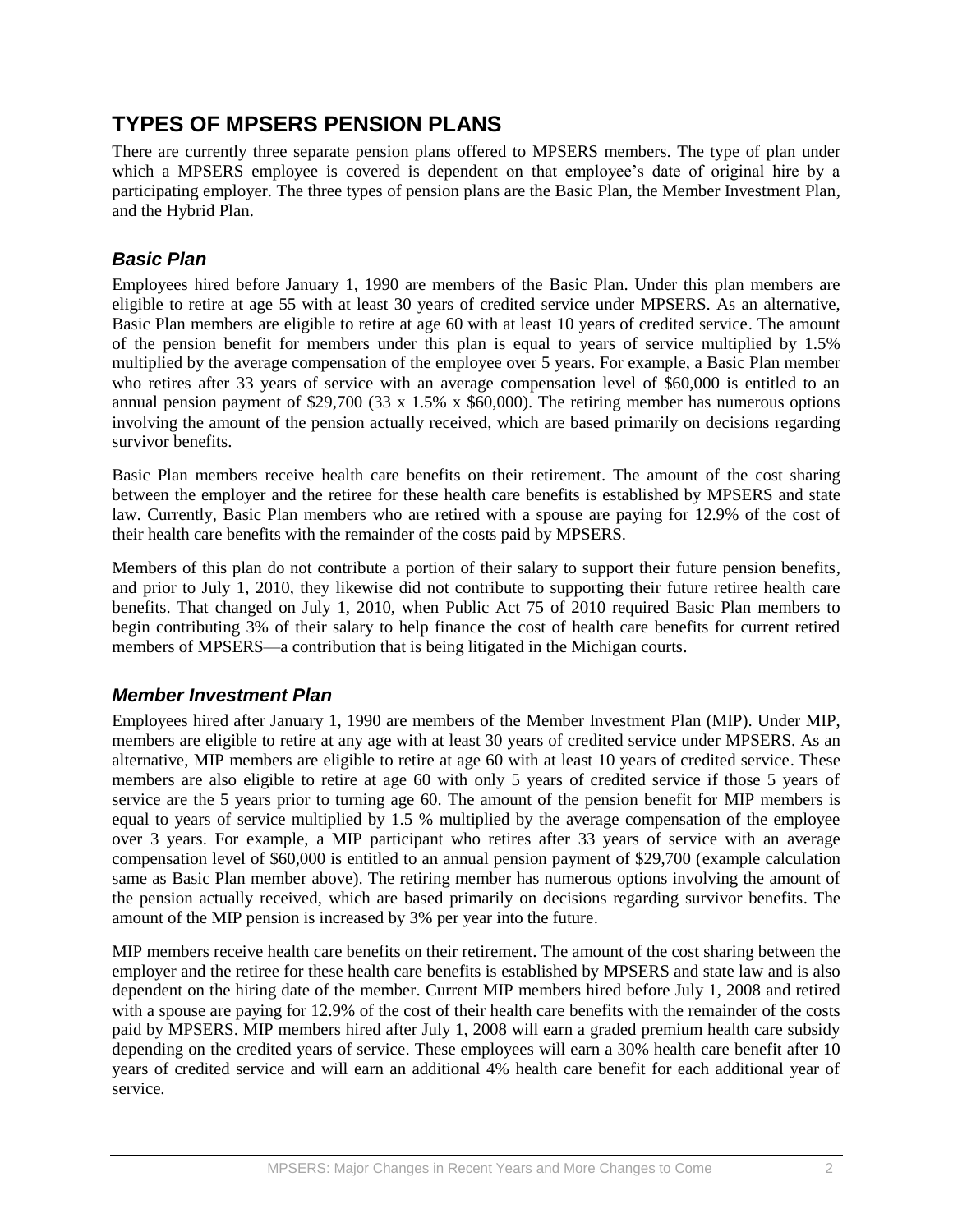## TYPES OF MPSERS PENSION PLANS

There are currently three separate pension plans offered to MPSERS members. The type of plan under which a MPSERS employee is covered is dependent on that employee's date of original hire by a participating employer. The three types of pension plans are the Basic Plan, the Member Investment Plan, and the Hybrid Plan.

### *Basic Plan*

Employees hired before January 1, 1990 are members of the Basic Plan. Under this plan members are eligible to retire at age 55 with at least 30 years of credited service under MPSERS. As an alternative, Basic Plan members are eligible to retire at age 60 with at least 10 years of credited service. The amount of the pension benefit for members under this plan is equal to years of service multiplied by 1.5% multiplied by the average compensation of the employee over 5 years. For example, a Basic Plan member who retires after 33 years of service with an average compensation level of $60,000 is entitled to an annual pension payment of $29,700 (33 x 1.5% x $60,000). The retiring member has numerous options involving the amount of the pension actually received, which are based primarily on decisions regarding survivor benefits.

Basic Plan members receive health care benefits on their retirement. The amount of the cost sharing between the employer and the retiree for these health care benefits is established by MPSERS and state law. Currently, Basic Plan members who are retired with a spouse are paying for 12.9% of the cost of their health care benefits with the remainder of the costs paid by MPSERS.

Members of this plan do not contribute a portion of their salary to support their future pension benefits, and prior to July 1, 2010, they likewise did not contribute to supporting their future retiree health care benefits. That changed on July 1, 2010, when Public Act 75 of 2010 required Basic Plan members to begin contributing 3% of their salary to help finance the cost of health care benefits for current retired members of MPSERS—a contribution that is being litigated in the Michigan courts.

### *Member Investment Plan*

Employees hired after January 1, 1990 are members of the Member Investment Plan (MIP). Under MIP, members are eligible to retire at any age with at least 30 years of credited service under MPSERS. As an alternative, MIP members are eligible to retire at age 60 with at least 10 years of credited service. These members are also eligible to retire at age 60 with only 5 years of credited service if those 5 years of service are the 5 years prior to turning age 60. The amount of the pension benefit for MIP members is equal to years of service multiplied by 1.5 % multiplied by the average compensation of the employee over 3 years. For example, a MIP participant who retires after 33 years of service with an average compensation level of $60,000 is entitled to an annual pension payment of $29,700 (example calculation same as Basic Plan member above). The retiring member has numerous options involving the amount of the pension actually received, which are based primarily on decisions regarding survivor benefits. The amount of the MIP pension is increased by 3% per year into the future.

MIP members receive health care benefits on their retirement. The amount of the cost sharing between the employer and the retiree for these health care benefits is established by MPSERS and state law and is also dependent on the hiring date of the member. Current MIP members hired before July 1, 2008 and retired with a spouse are paying for 12.9% of the cost of their health care benefits with the remainder of the costs paid by MPSERS. MIP members hired after July 1, 2008 will earn a graded premium health care subsidy depending on the credited years of service. These employees will earn a 30% health care benefit after 10 years of credited service and will earn an additional 4% health care benefit for each additional year of service.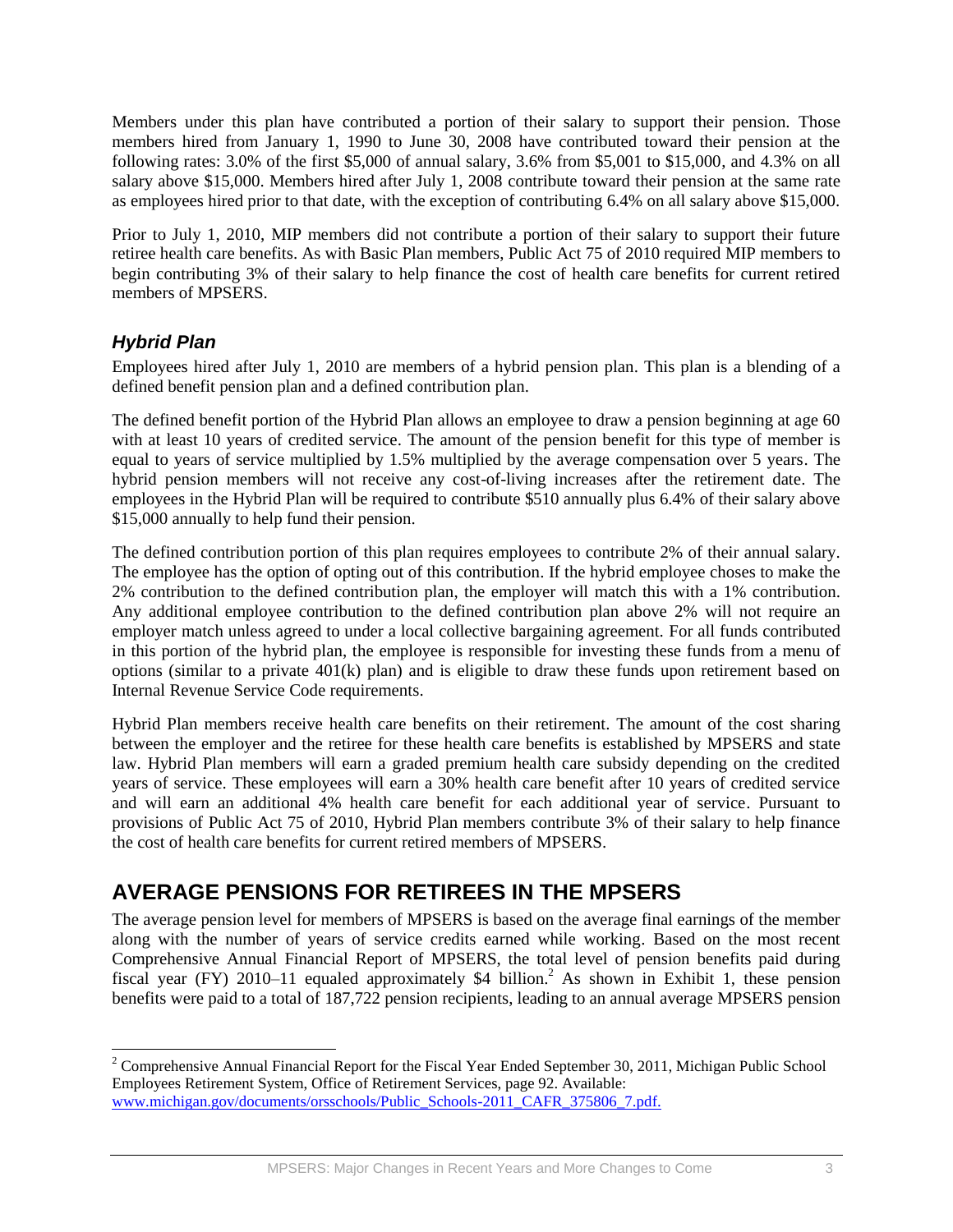Members under this plan have contributed a portion of their salary to support their pension. Those members hired from January 1, 1990 to June 30, 2008 have contributed toward their pension at the following rates: 3.0% of the first $5,000 of annual salary, 3.6% from $5,001 to $15,000, and 4.3% on all salary above $15,000. Members hired after July 1, 2008 contribute toward their pension at the same rate as employees hired prior to that date, with the exception of contributing 6.4% on all salary above $15,000.

Prior to July 1, 2010, MIP members did not contribute a portion of their salary to support their future retiree health care benefits. As with Basic Plan members, Public Act 75 of 2010 required MIP members to begin contributing 3% of their salary to help finance the cost of health care benefits for current retired members of MPSERS.

### *Hybrid Plan*

Employees hired after July 1, 2010 are members of a hybrid pension plan. This plan is a blending of a defined benefit pension plan and a defined contribution plan.

The defined benefit portion of the Hybrid Plan allows an employee to draw a pension beginning at age 60 with at least 10 years of credited service. The amount of the pension benefit for this type of member is equal to years of service multiplied by 1.5% multiplied by the average compensation over 5 years. The hybrid pension members will not receive any cost-of-living increases after the retirement date. The employees in the Hybrid Plan will be required to contribute $510 annually plus 6.4% of their salary above $15,000 annually to help fund their pension.

The defined contribution portion of this plan requires employees to contribute 2% of their annual salary. The employee has the option of opting out of this contribution. If the hybrid employee choses to make the 2% contribution to the defined contribution plan, the employer will match this with a 1% contribution. Any additional employee contribution to the defined contribution plan above 2% will not require an employer match unless agreed to under a local collective bargaining agreement. For all funds contributed in this portion of the hybrid plan, the employee is responsible for investing these funds from a menu of options (similar to a private 401(k) plan) and is eligible to draw these funds upon retirement based on Internal Revenue Service Code requirements.

Hybrid Plan members receive health care benefits on their retirement. The amount of the cost sharing between the employer and the retiree for these health care benefits is established by MPSERS and state law. Hybrid Plan members will earn a graded premium health care subsidy depending on the credited years of service. These employees will earn a 30% health care benefit after 10 years of credited service and will earn an additional 4% health care benefit for each additional year of service. Pursuant to provisions of Public Act 75 of 2010, Hybrid Plan members contribute 3% of their salary to help finance the cost of health care benefits for current retired members of MPSERS.

## AVERAGE PENSIONS FOR RETIREES IN THE MPSERS

The average pension level for members of MPSERS is based on the average final earnings of the member along with the number of years of service credits earned while working. Based on the most recent Comprehensive Annual Financial Report of MPSERS, the total level of pension benefits paid during fiscal year (FY) 2010–11 equaled approximately $4 billion.[2] As shown in Exhibit 1, these pension benefits were paid to a total of 187,722 pension recipients, leading to an annual average MPSERS pension

[2] Comprehensive Annual Financial Report for the Fiscal Year Ended September 30, 2011, Michigan Public School Employees Retirement System, Office of Retirement Services, page 92. Available: www.michigan.gov/documents/orsschools/Public_Schools-2011_CAFR_375806_7.pdf.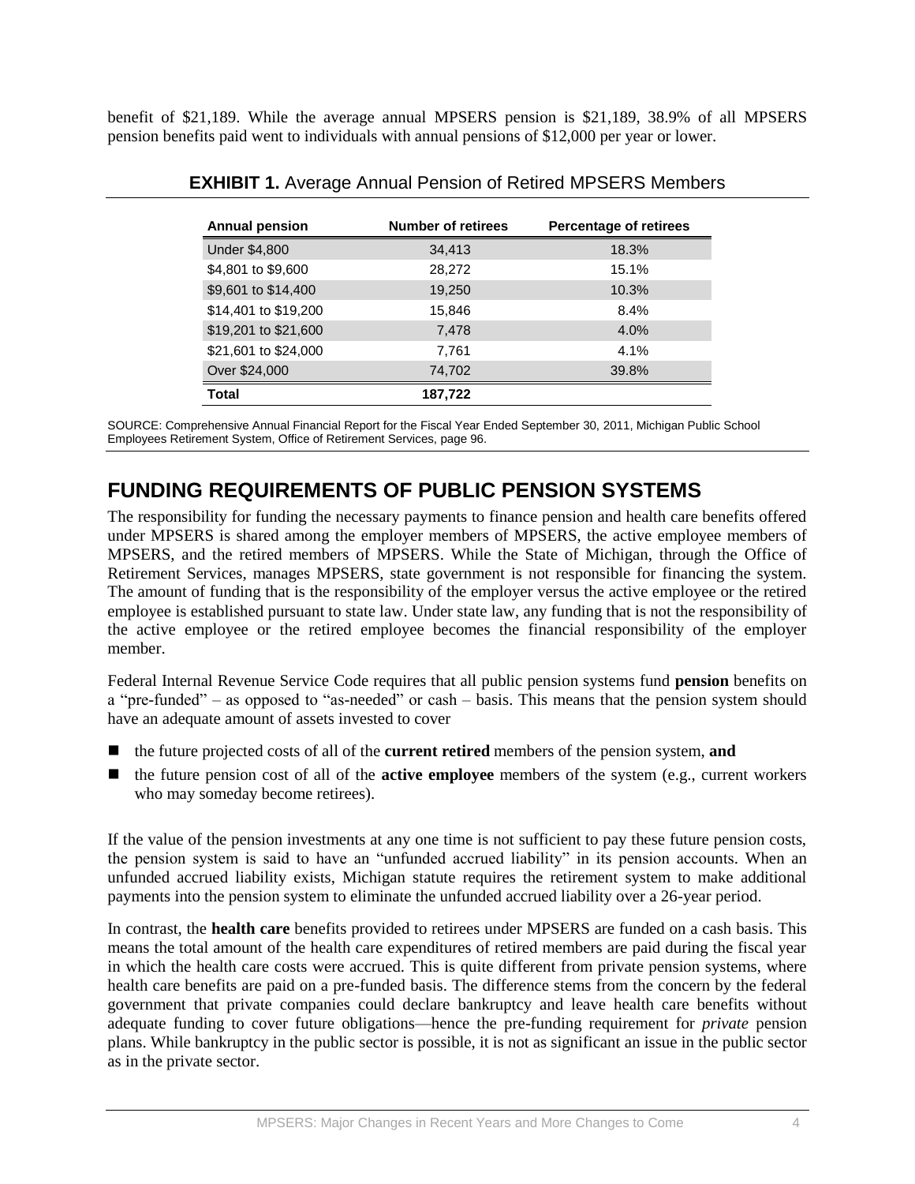benefit of $21,189. While the average annual MPSERS pension is $21,189, 38.9% of all MPSERS pension benefits paid went to individuals with annual pensions of $12,000 per year or lower.

**EXHIBIT 1.** Average Annual Pension of Retired MPSERS Members

| Annual pension | Number of retirees | Percentage of retirees |
|---|---|---|
| Under $4,800 | 34,413 | 18.3% |
| $4,801 to $9,600 | 28,272 | 15.1% |
| $9,601 to $14,400 | 19,250 | 10.3% |
| $14,401 to $19,200 | 15,846 | 8.4% |
| $19,201 to $21,600 | 7,478 | 4.0% |
| $21,601 to $24,000 | 7,761 | 4.1% |
| Over $24,000 | 74,702 | 39.8% |
| **Total** | **187,722** | |

SOURCE: Comprehensive Annual Financial Report for the Fiscal Year Ended September 30, 2011, Michigan Public School Employees Retirement System, Office of Retirement Services, page 96.

## FUNDING REQUIREMENTS OF PUBLIC PENSION SYSTEMS

The responsibility for funding the necessary payments to finance pension and health care benefits offered under MPSERS is shared among the employer members of MPSERS, the active employee members of MPSERS, and the retired members of MPSERS. While the State of Michigan, through the Office of Retirement Services, manages MPSERS, state government is not responsible for financing the system. The amount of funding that is the responsibility of the employer versus the active employee or the retired employee is established pursuant to state law. Under state law, any funding that is not the responsibility of the active employee or the retired employee becomes the financial responsibility of the employer member.

Federal Internal Revenue Service Code requires that all public pension systems fund **pension** benefits on a "pre-funded" – as opposed to "as-needed" or cash – basis. This means that the pension system should have an adequate amount of assets invested to cover

- the future projected costs of all of the **current retired** members of the pension system, **and**
- the future pension cost of all of the **active employee** members of the system (e.g., current workers who may someday become retirees).

If the value of the pension investments at any one time is not sufficient to pay these future pension costs, the pension system is said to have an "unfunded accrued liability" in its pension accounts. When an unfunded accrued liability exists, Michigan statute requires the retirement system to make additional payments into the pension system to eliminate the unfunded accrued liability over a 26-year period.

In contrast, the **health care** benefits provided to retirees under MPSERS are funded on a cash basis. This means the total amount of the health care expenditures of retired members are paid during the fiscal year in which the health care costs were accrued. This is quite different from private pension systems, where health care benefits are paid on a pre-funded basis. The difference stems from the concern by the federal government that private companies could declare bankruptcy and leave health care benefits without adequate funding to cover future obligations—hence the pre-funding requirement for *private* pension plans. While bankruptcy in the public sector is possible, it is not as significant an issue in the public sector as in the private sector.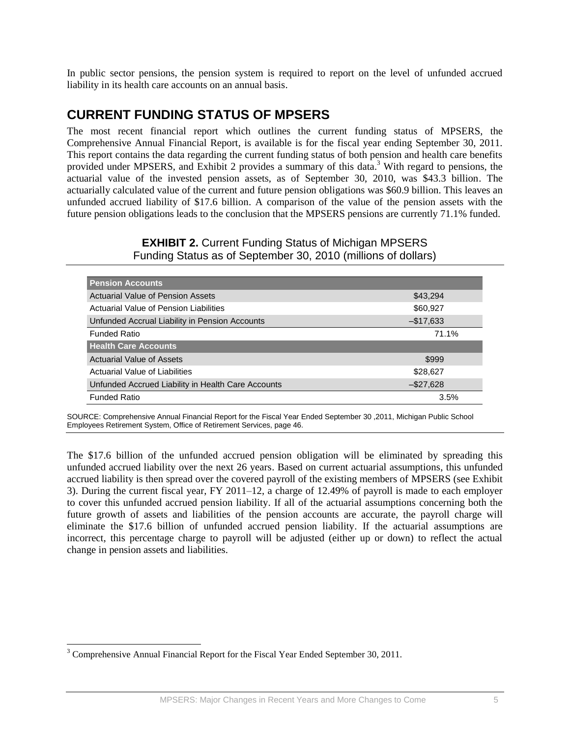In public sector pensions, the pension system is required to report on the level of unfunded accrued liability in its health care accounts on an annual basis.

## CURRENT FUNDING STATUS OF MPSERS

The most recent financial report which outlines the current funding status of MPSERS, the Comprehensive Annual Financial Report, is available is for the fiscal year ending September 30, 2011. This report contains the data regarding the current funding status of both pension and health care benefits provided under MPSERS, and Exhibit 2 provides a summary of this data.[3] With regard to pensions, the actuarial value of the invested pension assets, as of September 30, 2010, was $43.3 billion. The actuarially calculated value of the current and future pension obligations was $60.9 billion. This leaves an unfunded accrued liability of $17.6 billion. A comparison of the value of the pension assets with the future pension obligations leads to the conclusion that the MPSERS pensions are currently 71.1% funded.

**EXHIBIT 2.** Current Funding Status of Michigan MPSERS
Funding Status as of September 30, 2010 (millions of dollars)

| | |
|---|---|
| **Pension Accounts** | |
| Actuarial Value of Pension Assets | $43,294 |
| Actuarial Value of Pension Liabilities | $60,927 |
| Unfunded Accrual Liability in Pension Accounts | –$17,633 |
| Funded Ratio | 71.1% |
| **Health Care Accounts** | |
| Actuarial Value of Assets | $999 |
| Actuarial Value of Liabilities | $28,627 |
| Unfunded Accrued Liability in Health Care Accounts | –$27,628 |
| Funded Ratio | 3.5% |

SOURCE: Comprehensive Annual Financial Report for the Fiscal Year Ended September 30 ,2011, Michigan Public School Employees Retirement System, Office of Retirement Services, page 46.

The $17.6 billion of the unfunded accrued pension obligation will be eliminated by spreading this unfunded accrued liability over the next 26 years. Based on current actuarial assumptions, this unfunded accrued liability is then spread over the covered payroll of the existing members of MPSERS (see Exhibit 3). During the current fiscal year, FY 2011–12, a charge of 12.49% of payroll is made to each employer to cover this unfunded accrued pension liability. If all of the actuarial assumptions concerning both the future growth of assets and liabilities of the pension accounts are accurate, the payroll charge will eliminate the $17.6 billion of unfunded accrued pension liability. If the actuarial assumptions are incorrect, this percentage charge to payroll will be adjusted (either up or down) to reflect the actual change in pension assets and liabilities.

[3] Comprehensive Annual Financial Report for the Fiscal Year Ended September 30, 2011.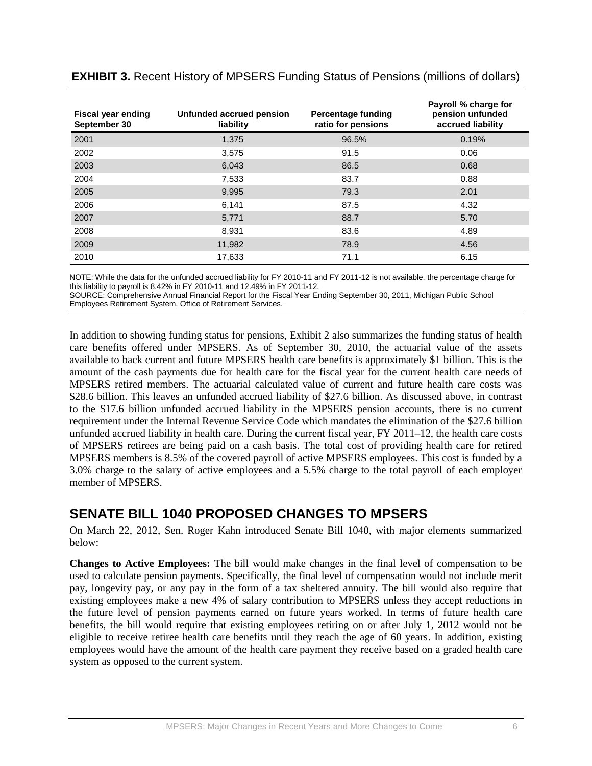**EXHIBIT 3.** Recent History of MPSERS Funding Status of Pensions (millions of dollars)

| Fiscal year ending September 30 | Unfunded accrued pension liability | Percentage funding ratio for pensions | Payroll % charge for pension unfunded accrued liability |
|---|---|---|---|
| 2001 | 1,375 | 96.5% | 0.19% |
| 2002 | 3,575 | 91.5 | 0.06 |
| 2003 | 6,043 | 86.5 | 0.68 |
| 2004 | 7,533 | 83.7 | 0.88 |
| 2005 | 9,995 | 79.3 | 2.01 |
| 2006 | 6,141 | 87.5 | 4.32 |
| 2007 | 5,771 | 88.7 | 5.70 |
| 2008 | 8,931 | 83.6 | 4.89 |
| 2009 | 11,982 | 78.9 | 4.56 |
| 2010 | 17,633 | 71.1 | 6.15 |

NOTE: While the data for the unfunded accrued liability for FY 2010-11 and FY 2011-12 is not available, the percentage charge for this liability to payroll is 8.42% in FY 2010-11 and 12.49% in FY 2011-12.
SOURCE: Comprehensive Annual Financial Report for the Fiscal Year Ending September 30, 2011, Michigan Public School Employees Retirement System, Office of Retirement Services.

In addition to showing funding status for pensions, Exhibit 2 also summarizes the funding status of health care benefits offered under MPSERS. As of September 30, 2010, the actuarial value of the assets available to back current and future MPSERS health care benefits is approximately $1 billion. This is the amount of the cash payments due for health care for the fiscal year for the current health care needs of MPSERS retired members. The actuarial calculated value of current and future health care costs was $28.6 billion. This leaves an unfunded accrued liability of $27.6 billion. As discussed above, in contrast to the $17.6 billion unfunded accrued liability in the MPSERS pension accounts, there is no current requirement under the Internal Revenue Service Code which mandates the elimination of the $27.6 billion unfunded accrued liability in health care. During the current fiscal year, FY 2011–12, the health care costs of MPSERS retirees are being paid on a cash basis. The total cost of providing health care for retired MPSERS members is 8.5% of the covered payroll of active MPSERS employees. This cost is funded by a 3.0% charge to the salary of active employees and a 5.5% charge to the total payroll of each employer member of MPSERS.

## SENATE BILL 1040 PROPOSED CHANGES TO MPSERS

On March 22, 2012, Sen. Roger Kahn introduced Senate Bill 1040, with major elements summarized below:

**Changes to Active Employees:** The bill would make changes in the final level of compensation to be used to calculate pension payments. Specifically, the final level of compensation would not include merit pay, longevity pay, or any pay in the form of a tax sheltered annuity. The bill would also require that existing employees make a new 4% of salary contribution to MPSERS unless they accept reductions in the future level of pension payments earned on future years worked. In terms of future health care benefits, the bill would require that existing employees retiring on or after July 1, 2012 would not be eligible to receive retiree health care benefits until they reach the age of 60 years. In addition, existing employees would have the amount of the health care payment they receive based on a graded health care system as opposed to the current system.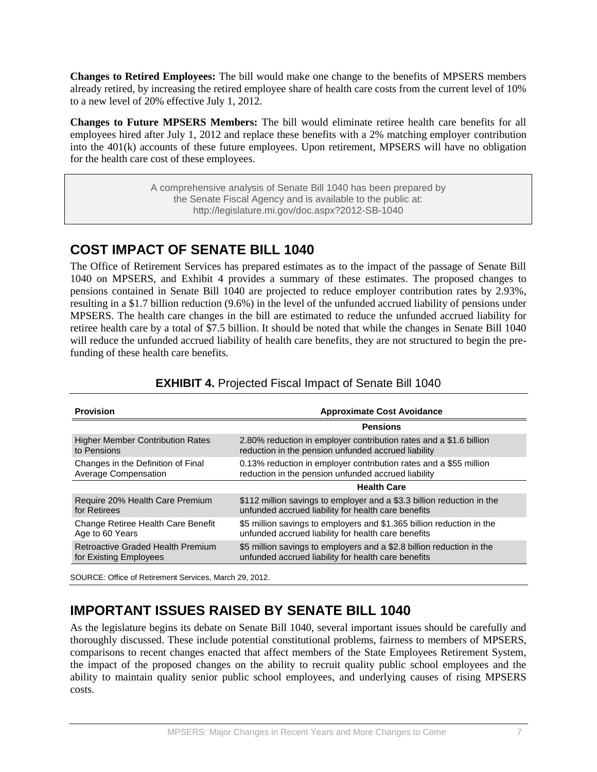**Changes to Retired Employees:** The bill would make one change to the benefits of MPSERS members already retired, by increasing the retired employee share of health care costs from the current level of 10% to a new level of 20% effective July 1, 2012.

**Changes to Future MPSERS Members:** The bill would eliminate retiree health care benefits for all employees hired after July 1, 2012 and replace these benefits with a 2% matching employer contribution into the 401(k) accounts of these future employees. Upon retirement, MPSERS will have no obligation for the health care cost of these employees.

> A comprehensive analysis of Senate Bill 1040 has been prepared by the Senate Fiscal Agency and is available to the public at: http://legislature.mi.gov/doc.aspx?2012-SB-1040

## COST IMPACT OF SENATE BILL 1040

The Office of Retirement Services has prepared estimates as to the impact of the passage of Senate Bill 1040 on MPSERS, and Exhibit 4 provides a summary of these estimates. The proposed changes to pensions contained in Senate Bill 1040 are projected to reduce employer contribution rates by 2.93%, resulting in a $1.7 billion reduction (9.6%) in the level of the unfunded accrued liability of pensions under MPSERS. The health care changes in the bill are estimated to reduce the unfunded accrued liability for retiree health care by a total of $7.5 billion. It should be noted that while the changes in Senate Bill 1040 will reduce the unfunded accrued liability of health care benefits, they are not structured to begin the pre-funding of these health care benefits.

**EXHIBIT 4.** Projected Fiscal Impact of Senate Bill 1040

| Provision | Approximate Cost Avoidance |
|---|---|
| | **Pensions** |
| Higher Member Contribution Rates to Pensions | 2.80% reduction in employer contribution rates and a $1.6 billion reduction in the pension unfunded accrued liability |
| Changes in the Definition of Final Average Compensation | 0.13% reduction in employer contribution rates and a $55 million reduction in the pension unfunded accrued liability |
| | **Health Care** |
| Require 20% Health Care Premium for Retirees | $112 million savings to employer and a $3.3 billion reduction in the unfunded accrued liability for health care benefits |
| Change Retiree Health Care Benefit Age to 60 Years | $5 million savings to employers and $1.365 billion reduction in the unfunded accrued liability for health care benefits |
| Retroactive Graded Health Premium for Existing Employees | $5 million savings to employers and a $2.8 billion reduction in the unfunded accrued liability for health care benefits |

SOURCE: Office of Retirement Services, March 29, 2012.

## IMPORTANT ISSUES RAISED BY SENATE BILL 1040

As the legislature begins its debate on Senate Bill 1040, several important issues should be carefully and thoroughly discussed. These include potential constitutional problems, fairness to members of MPSERS, comparisons to recent changes enacted that affect members of the State Employees Retirement System, the impact of the proposed changes on the ability to recruit quality public school employees and the ability to maintain quality senior public school employees, and underlying causes of rising MPSERS costs.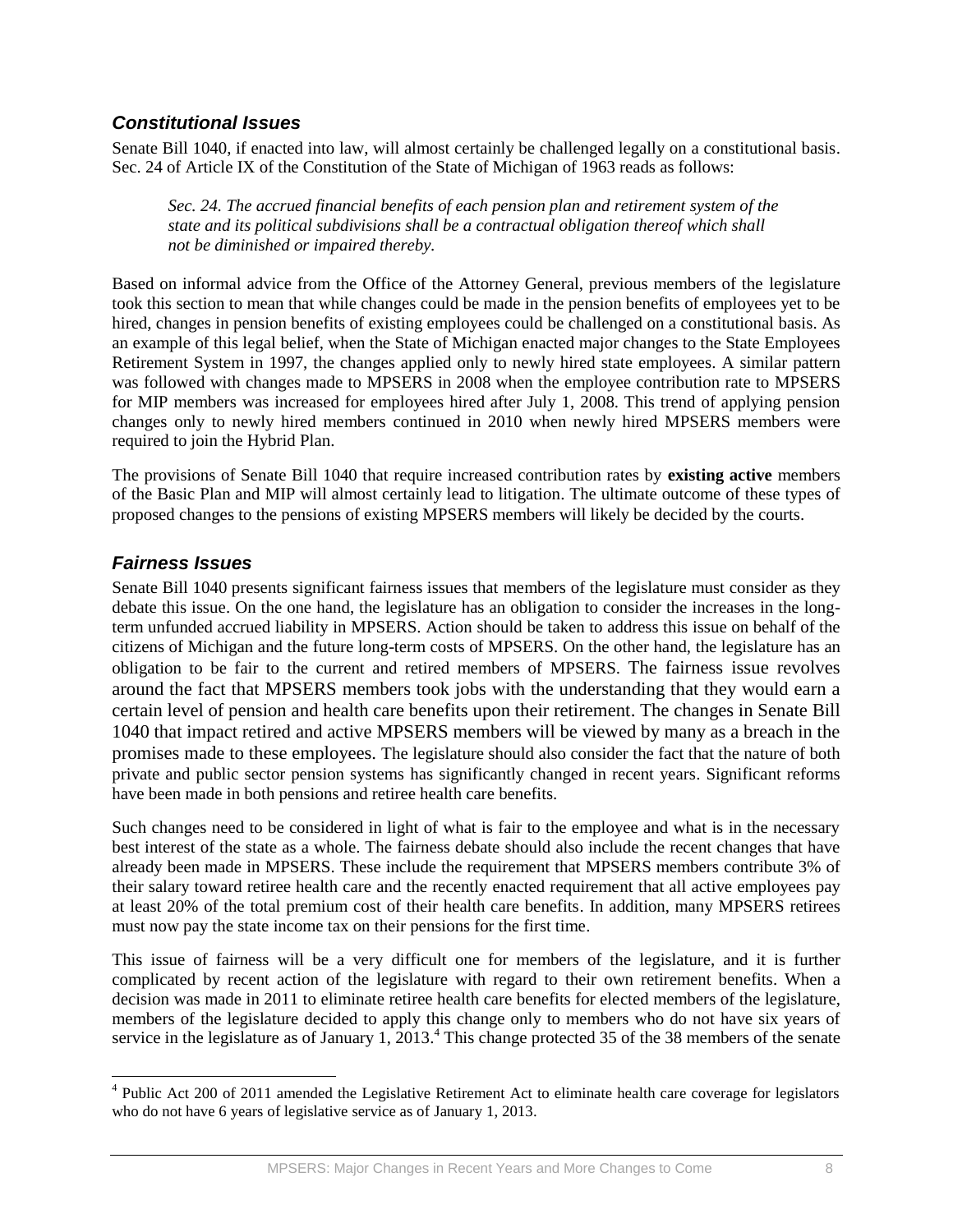### *Constitutional Issues*

Senate Bill 1040, if enacted into law, will almost certainly be challenged legally on a constitutional basis. Sec. 24 of Article IX of the Constitution of the State of Michigan of 1963 reads as follows:

> *Sec. 24. The accrued financial benefits of each pension plan and retirement system of the state and its political subdivisions shall be a contractual obligation thereof which shall not be diminished or impaired thereby.*

Based on informal advice from the Office of the Attorney General, previous members of the legislature took this section to mean that while changes could be made in the pension benefits of employees yet to be hired, changes in pension benefits of existing employees could be challenged on a constitutional basis. As an example of this legal belief, when the State of Michigan enacted major changes to the State Employees Retirement System in 1997, the changes applied only to newly hired state employees. A similar pattern was followed with changes made to MPSERS in 2008 when the employee contribution rate to MPSERS for MIP members was increased for employees hired after July 1, 2008. This trend of applying pension changes only to newly hired members continued in 2010 when newly hired MPSERS members were required to join the Hybrid Plan.

The provisions of Senate Bill 1040 that require increased contribution rates by **existing active** members of the Basic Plan and MIP will almost certainly lead to litigation. The ultimate outcome of these types of proposed changes to the pensions of existing MPSERS members will likely be decided by the courts.

### *Fairness Issues*

Senate Bill 1040 presents significant fairness issues that members of the legislature must consider as they debate this issue. On the one hand, the legislature has an obligation to consider the increases in the long-term unfunded accrued liability in MPSERS. Action should be taken to address this issue on behalf of the citizens of Michigan and the future long-term costs of MPSERS. On the other hand, the legislature has an obligation to be fair to the current and retired members of MPSERS. The fairness issue revolves around the fact that MPSERS members took jobs with the understanding that they would earn a certain level of pension and health care benefits upon their retirement. The changes in Senate Bill 1040 that impact retired and active MPSERS members will be viewed by many as a breach in the promises made to these employees. The legislature should also consider the fact that the nature of both private and public sector pension systems has significantly changed in recent years. Significant reforms have been made in both pensions and retiree health care benefits.

Such changes need to be considered in light of what is fair to the employee and what is in the necessary best interest of the state as a whole. The fairness debate should also include the recent changes that have already been made in MPSERS. These include the requirement that MPSERS members contribute 3% of their salary toward retiree health care and the recently enacted requirement that all active employees pay at least 20% of the total premium cost of their health care benefits. In addition, many MPSERS retirees must now pay the state income tax on their pensions for the first time.

This issue of fairness will be a very difficult one for members of the legislature, and it is further complicated by recent action of the legislature with regard to their own retirement benefits. When a decision was made in 2011 to eliminate retiree health care benefits for elected members of the legislature, members of the legislature decided to apply this change only to members who do not have six years of service in the legislature as of January 1, 2013.[4] This change protected 35 of the 38 members of the senate

[4] Public Act 200 of 2011 amended the Legislative Retirement Act to eliminate health care coverage for legislators who do not have 6 years of legislative service as of January 1, 2013.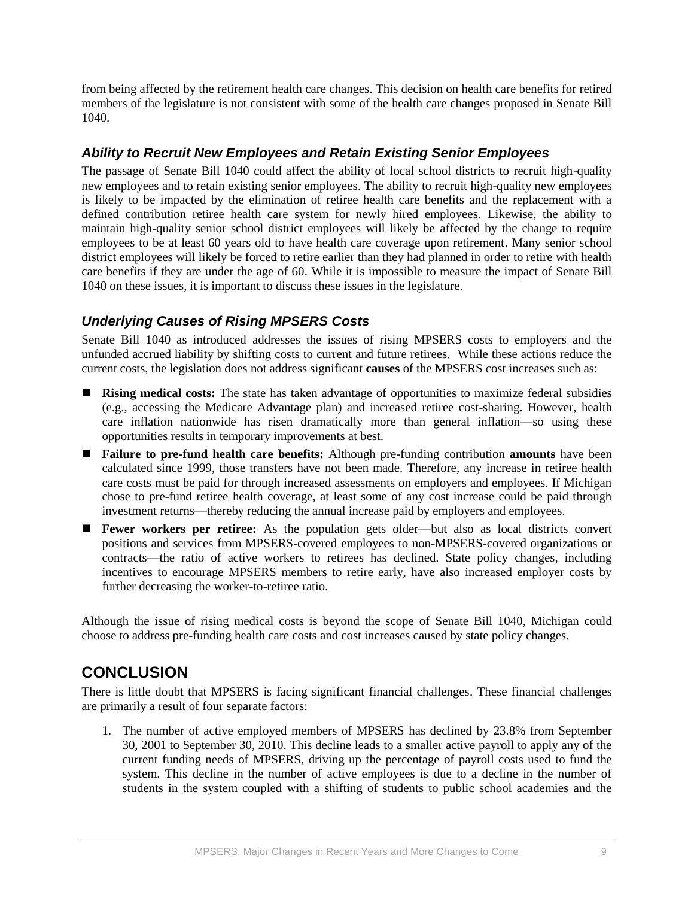from being affected by the retirement health care changes. This decision on health care benefits for retired members of the legislature is not consistent with some of the health care changes proposed in Senate Bill 1040.

### *Ability to Recruit New Employees and Retain Existing Senior Employees*

The passage of Senate Bill 1040 could affect the ability of local school districts to recruit high-quality new employees and to retain existing senior employees. The ability to recruit high-quality new employees is likely to be impacted by the elimination of retiree health care benefits and the replacement with a defined contribution retiree health care system for newly hired employees. Likewise, the ability to maintain high-quality senior school district employees will likely be affected by the change to require employees to be at least 60 years old to have health care coverage upon retirement. Many senior school district employees will likely be forced to retire earlier than they had planned in order to retire with health care benefits if they are under the age of 60. While it is impossible to measure the impact of Senate Bill 1040 on these issues, it is important to discuss these issues in the legislature.

### *Underlying Causes of Rising MPSERS Costs*

Senate Bill 1040 as introduced addresses the issues of rising MPSERS costs to employers and the unfunded accrued liability by shifting costs to current and future retirees. While these actions reduce the current costs, the legislation does not address significant **causes** of the MPSERS cost increases such as:

- **Rising medical costs:** The state has taken advantage of opportunities to maximize federal subsidies (e.g., accessing the Medicare Advantage plan) and increased retiree cost-sharing. However, health care inflation nationwide has risen dramatically more than general inflation—so using these opportunities results in temporary improvements at best.
- **Failure to pre-fund health care benefits:** Although pre-funding contribution **amounts** have been calculated since 1999, those transfers have not been made. Therefore, any increase in retiree health care costs must be paid for through increased assessments on employers and employees. If Michigan chose to pre-fund retiree health coverage, at least some of any cost increase could be paid through investment returns—thereby reducing the annual increase paid by employers and employees.
- **Fewer workers per retiree:** As the population gets older—but also as local districts convert positions and services from MPSERS-covered employees to non-MPSERS-covered organizations or contracts—the ratio of active workers to retirees has declined. State policy changes, including incentives to encourage MPSERS members to retire early, have also increased employer costs by further decreasing the worker-to-retiree ratio.

Although the issue of rising medical costs is beyond the scope of Senate Bill 1040, Michigan could choose to address pre-funding health care costs and cost increases caused by state policy changes.

## CONCLUSION

There is little doubt that MPSERS is facing significant financial challenges. These financial challenges are primarily a result of four separate factors:

1. The number of active employed members of MPSERS has declined by 23.8% from September 30, 2001 to September 30, 2010. This decline leads to a smaller active payroll to apply any of the current funding needs of MPSERS, driving up the percentage of payroll costs used to fund the system. This decline in the number of active employees is due to a decline in the number of students in the system coupled with a shifting of students to public school academies and the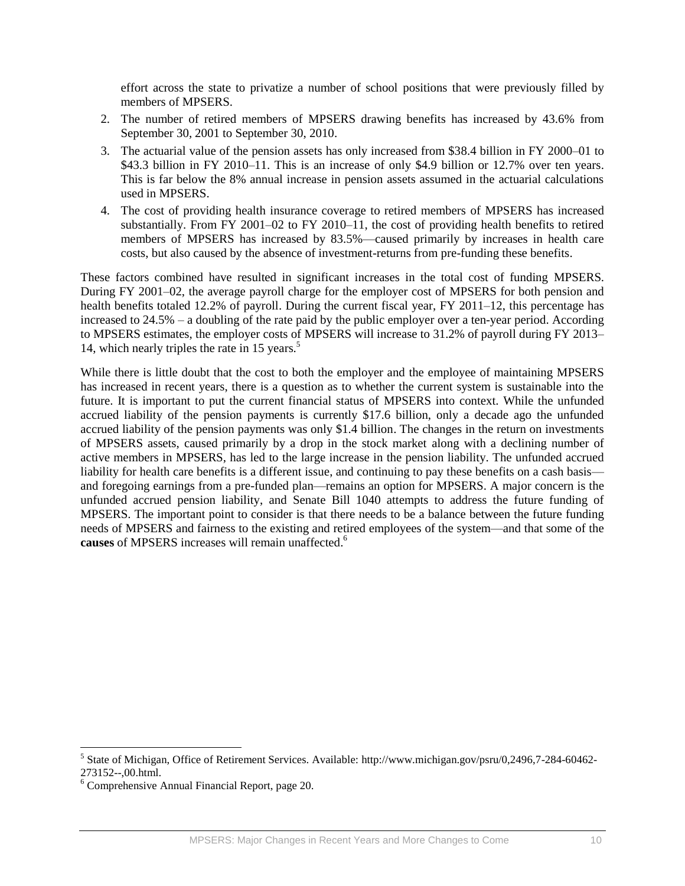effort across the state to privatize a number of school positions that were previously filled by members of MPSERS.

2. The number of retired members of MPSERS drawing benefits has increased by 43.6% from September 30, 2001 to September 30, 2010.
3. The actuarial value of the pension assets has only increased from $38.4 billion in FY 2000–01 to $43.3 billion in FY 2010–11. This is an increase of only $4.9 billion or 12.7% over ten years. This is far below the 8% annual increase in pension assets assumed in the actuarial calculations used in MPSERS.
4. The cost of providing health insurance coverage to retired members of MPSERS has increased substantially. From FY 2001–02 to FY 2010–11, the cost of providing health benefits to retired members of MPSERS has increased by 83.5%—caused primarily by increases in health care costs, but also caused by the absence of investment-returns from pre-funding these benefits.

These factors combined have resulted in significant increases in the total cost of funding MPSERS. During FY 2001–02, the average payroll charge for the employer cost of MPSERS for both pension and health benefits totaled 12.2% of payroll. During the current fiscal year, FY 2011–12, this percentage has increased to 24.5% – a doubling of the rate paid by the public employer over a ten-year period. According to MPSERS estimates, the employer costs of MPSERS will increase to 31.2% of payroll during FY 2013–14, which nearly triples the rate in 15 years.[5]

While there is little doubt that the cost to both the employer and the employee of maintaining MPSERS has increased in recent years, there is a question as to whether the current system is sustainable into the future. It is important to put the current financial status of MPSERS into context. While the unfunded accrued liability of the pension payments is currently $17.6 billion, only a decade ago the unfunded accrued liability of the pension payments was only $1.4 billion. The changes in the return on investments of MPSERS assets, caused primarily by a drop in the stock market along with a declining number of active members in MPSERS, has led to the large increase in the pension liability. The unfunded accrued liability for health care benefits is a different issue, and continuing to pay these benefits on a cash basis—and foregoing earnings from a pre-funded plan—remains an option for MPSERS. A major concern is the unfunded accrued pension liability, and Senate Bill 1040 attempts to address the future funding of MPSERS. The important point to consider is that there needs to be a balance between the future funding needs of MPSERS and fairness to the existing and retired employees of the system—and that some of the **causes** of MPSERS increases will remain unaffected.[6]

---

[5] State of Michigan, Office of Retirement Services. Available: http://www.michigan.gov/psru/0,2496,7-284-60462-273152--,00.html.

[6] Comprehensive Annual Financial Report, page 20.